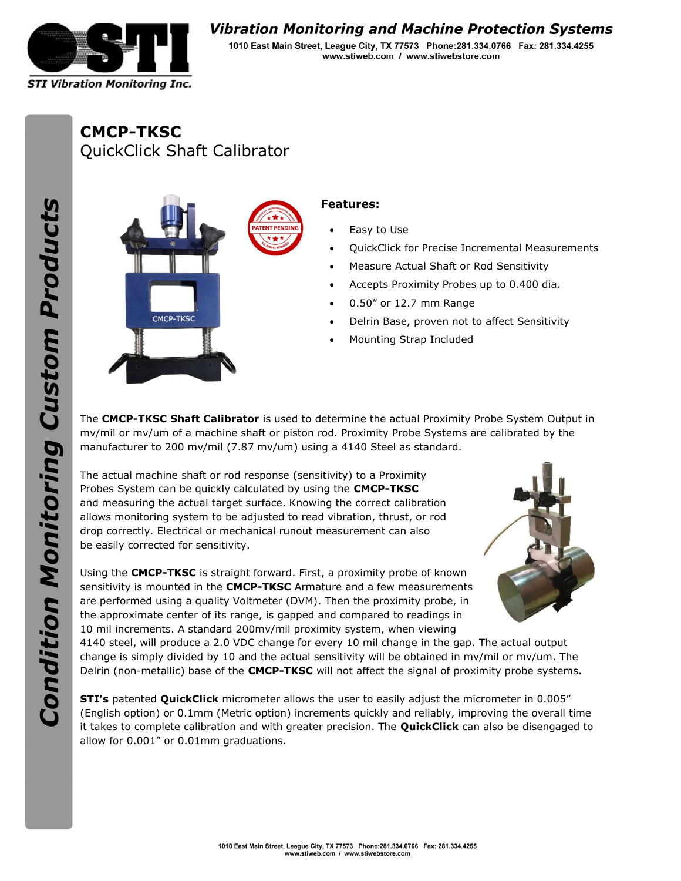# CMCP-TKSC

## QuickClick Shaft Calibrator

**Features:**

- Easy to Use
- QuickClick for Precise Incremental Measurements
- Measure Actual Shaft or Rod Sensitivity
- Accepts Proximity Probes up to 0.400 dia.
- 0.50" or 12.7 mm Range
- Delrin Base, proven not to affect Sensitivity
- Mounting Strap Included

The **CMCP-TKSC Shaft Calibrator** is used to determine the actual Proximity Probe System Output in mv/mil or mv/um of a machine shaft or piston rod. Proximity Probe Systems are calibrated by the manufacturer to 200 mv/mil (7.87 mv/um) using a 4140 Steel as standard.

The actual machine shaft or rod response (sensitivity) to a Proximity Probes System can be quickly calculated by using the **CMCP-TKSC** and measuring the actual target surface. Knowing the correct calibration allows monitoring system to be adjusted to read vibration, thrust, or rod drop correctly. Electrical or mechanical runout measurement can also be easily corrected for sensitivity.

Using the **CMCP-TKSC** is straight forward. First, a proximity probe of known sensitivity is mounted in the **CMCP-TKSC** Armature and a few measurements are performed using a quality Voltmeter (DVM). Then the proximity probe, in the approximate center of its range, is gapped and compared to readings in 10 mil increments. A standard 200mv/mil proximity system, when viewing 4140 steel, will produce a 2.0 VDC change for every 10 mil change in the gap. The actual output change is simply divided by 10 and the actual sensitivity will be obtained in mv/mil or mv/um. The Delrin (non-metallic) base of the **CMCP-TKSC** will not affect the signal of proximity probe systems.

**STI's** patented **QuickClick** micrometer allows the user to easily adjust the micrometer in 0.005" (English option) or 0.1mm (Metric option) increments quickly and reliably, improving the overall time it takes to complete calibration and with greater precision. The **QuickClick** can also be disengaged to allow for 0.001" or 0.01mm graduations.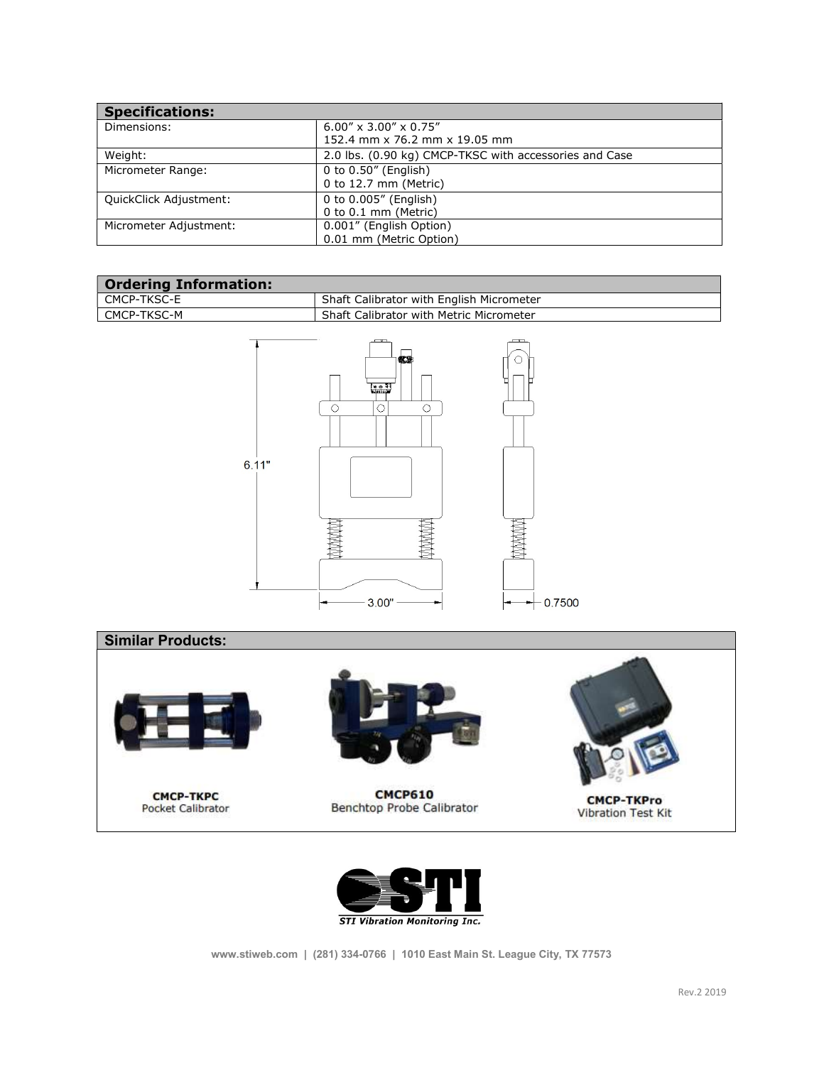| Specifications: | |
|---|---|
| Dimensions: | 6.00” x 3.00” x 0.75”<br>152.4 mm x 76.2 mm x 19.05 mm |
| Weight: | 2.0 lbs. (0.90 kg) CMCP-TKSC with accessories and Case |
| Micrometer Range: | 0 to 0.50” (English)<br>0 to 12.7 mm (Metric) |
| QuickClick Adjustment: | 0 to 0.005” (English)<br>0 to 0.1 mm (Metric) |
| Micrometer Adjustment: | 0.001” (English Option)<br>0.01 mm (Metric Option) |

| Ordering Information: | |
|---|---|
| CMCP-TKSC-E | Shaft Calibrator with English Micrometer |
| CMCP-TKSC-M | Shaft Calibrator with Metric Micrometer |

6.11"

3.00"

0.7500

## Similar Products:

**CMCP-TKPC**
Pocket Calibrator

**CMCP610**
Benchtop Probe Calibrator

**CMCP-TKPro**
Vibration Test Kit

*STI Vibration Monitoring Inc.*

www.stiweb.com | (281) 334-0766 | 1010 East Main St. League City, TX 77573

Rev.2 2019